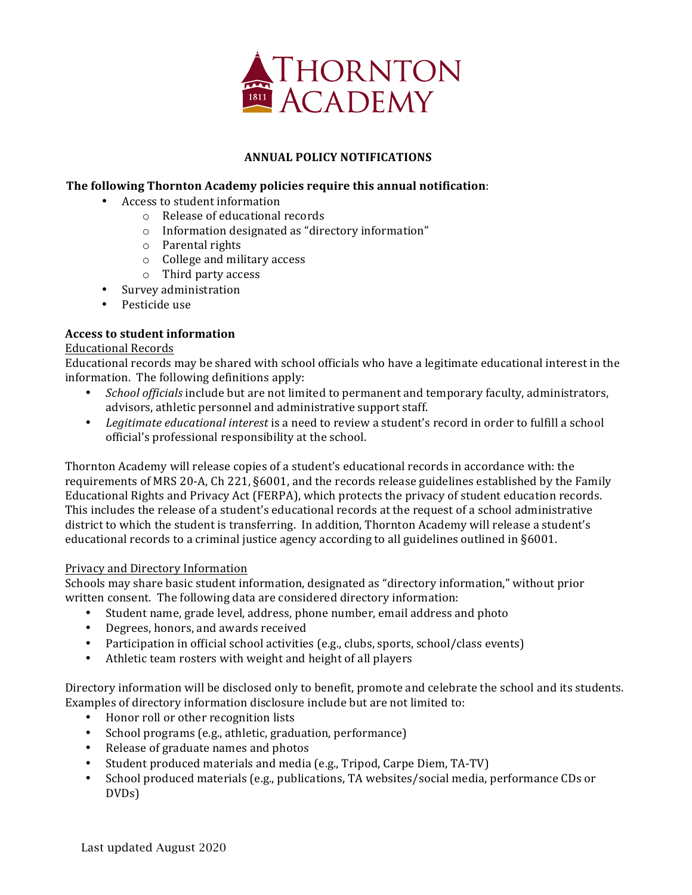# Thornton Academy

## ANNUAL POLICY NOTIFICATIONS

**The following Thornton Academy policies require this annual notification**:

- Access to student information
  - Release of educational records
  - Information designated as "directory information"
  - Parental rights
  - College and military access
  - Third party access
- Survey administration
- Pesticide use

### Access to student information

<u>Educational Records</u>

Educational records may be shared with school officials who have a legitimate educational interest in the information. The following definitions apply:

- *School officials* include but are not limited to permanent and temporary faculty, administrators, advisors, athletic personnel and administrative support staff.
- *Legitimate educational interest* is a need to review a student's record in order to fulfill a school official's professional responsibility at the school.

Thornton Academy will release copies of a student's educational records in accordance with: the requirements of MRS 20-A, Ch 221, §6001, and the records release guidelines established by the Family Educational Rights and Privacy Act (FERPA), which protects the privacy of student education records. This includes the release of a student's educational records at the request of a school administrative district to which the student is transferring. In addition, Thornton Academy will release a student's educational records to a criminal justice agency according to all guidelines outlined in §6001.

<u>Privacy and Directory Information</u>

Schools may share basic student information, designated as "directory information," without prior written consent. The following data are considered directory information:

- Student name, grade level, address, phone number, email address and photo
- Degrees, honors, and awards received
- Participation in official school activities (e.g., clubs, sports, school/class events)
- Athletic team rosters with weight and height of all players

Directory information will be disclosed only to benefit, promote and celebrate the school and its students. Examples of directory information disclosure include but are not limited to:

- Honor roll or other recognition lists
- School programs (e.g., athletic, graduation, performance)
- Release of graduate names and photos
- Student produced materials and media (e.g., Tripod, Carpe Diem, TA-TV)
- School produced materials (e.g., publications, TA websites/social media, performance CDs or DVDs)

Last updated August 2020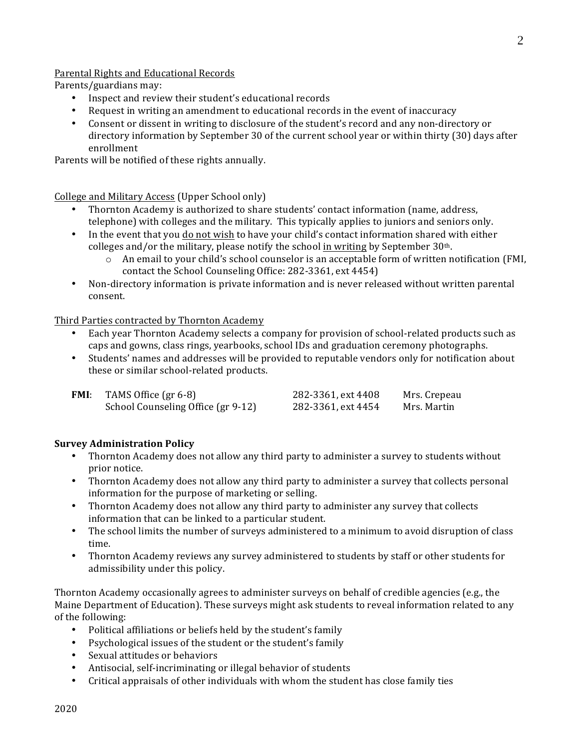<u>Parental Rights and Educational Records</u>

Parents/guardians may:

- Inspect and review their student's educational records
- Request in writing an amendment to educational records in the event of inaccuracy
- Consent or dissent in writing to disclosure of the student's record and any non-directory or directory information by September 30 of the current school year or within thirty (30) days after enrollment

Parents will be notified of these rights annually.

<u>College and Military Access</u> (Upper School only)

- Thornton Academy is authorized to share students' contact information (name, address, telephone) with colleges and the military. This typically applies to juniors and seniors only.
- In the event that you <u>do not wish</u> to have your child's contact information shared with either colleges and/or the military, please notify the school <u>in writing</u> by September 30th.
    - An email to your child's school counselor is an acceptable form of written notification (FMI, contact the School Counseling Office: 282-3361, ext 4454)
- Non-directory information is private information and is never released without written parental consent.

<u>Third Parties contracted by Thornton Academy</u>

- Each year Thornton Academy selects a company for provision of school-related products such as caps and gowns, class rings, yearbooks, school IDs and graduation ceremony photographs.
- Students' names and addresses will be provided to reputable vendors only for notification about these or similar school-related products.

| **FMI**: | | | |
|---|---|---|---|
| | TAMS Office (gr 6-8) | 282-3361, ext 4408 | Mrs. Crepeau |
| | School Counseling Office (gr 9-12) | 282-3361, ext 4454 | Mrs. Martin |

**Survey Administration Policy**

- Thornton Academy does not allow any third party to administer a survey to students without prior notice.
- Thornton Academy does not allow any third party to administer a survey that collects personal information for the purpose of marketing or selling.
- Thornton Academy does not allow any third party to administer any survey that collects information that can be linked to a particular student.
- The school limits the number of surveys administered to a minimum to avoid disruption of class time.
- Thornton Academy reviews any survey administered to students by staff or other students for admissibility under this policy.

Thornton Academy occasionally agrees to administer surveys on behalf of credible agencies (e.g., the Maine Department of Education). These surveys might ask students to reveal information related to any of the following:

- Political affiliations or beliefs held by the student's family
- Psychological issues of the student or the student's family
- Sexual attitudes or behaviors
- Antisocial, self-incriminating or illegal behavior of students
- Critical appraisals of other individuals with whom the student has close family ties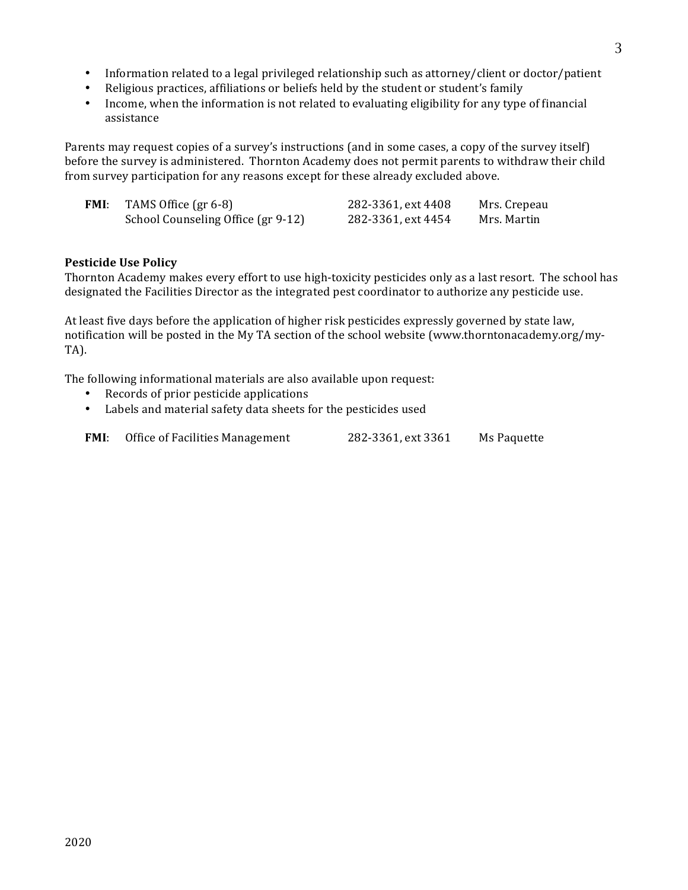- Information related to a legal privileged relationship such as attorney/client or doctor/patient
- Religious practices, affiliations or beliefs held by the student or student's family
- Income, when the information is not related to evaluating eligibility for any type of financial assistance

Parents may request copies of a survey's instructions (and in some cases, a copy of the survey itself) before the survey is administered. Thornton Academy does not permit parents to withdraw their child from survey participation for any reasons except for these already excluded above.

| | | | |
|---|---|---|---|
| **FMI**: | TAMS Office (gr 6-8) | 282-3361, ext 4408 | Mrs. Crepeau |
| | School Counseling Office (gr 9-12) | 282-3361, ext 4454 | Mrs. Martin |

**Pesticide Use Policy**

Thornton Academy makes every effort to use high-toxicity pesticides only as a last resort. The school has designated the Facilities Director as the integrated pest coordinator to authorize any pesticide use.

At least five days before the application of higher risk pesticides expressly governed by state law, notification will be posted in the My TA section of the school website (www.thorntonacademy.org/my-TA).

The following informational materials are also available upon request:

- Records of prior pesticide applications
- Labels and material safety data sheets for the pesticides used

| | | | |
|---|---|---|---|
| **FMI**: | Office of Facilities Management | 282-3361, ext 3361 | Ms Paquette |

2020